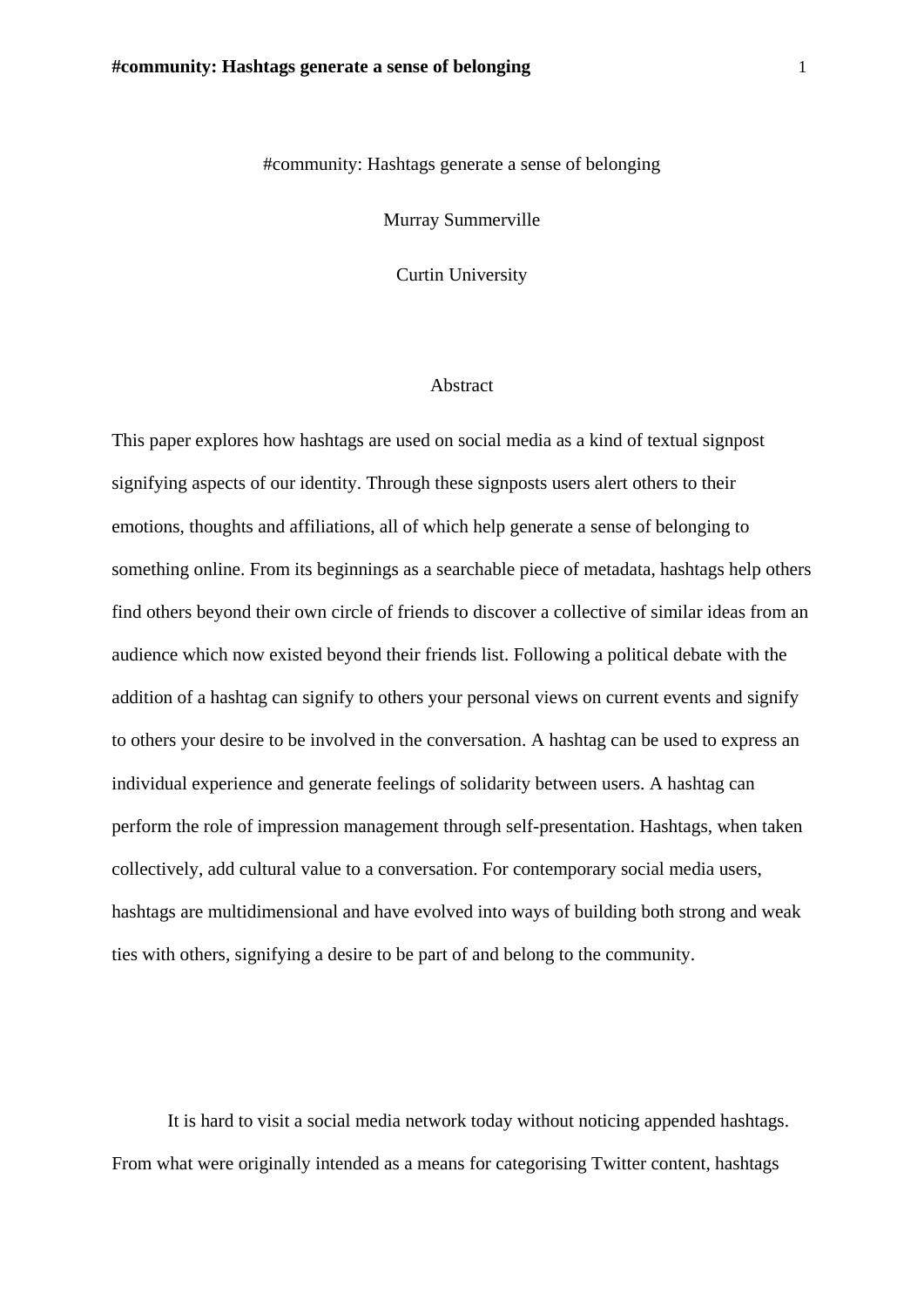# #community: Hashtags generate a sense of belonging

Murray Summerville

Curtin University

## Abstract

This paper explores how hashtags are used on social media as a kind of textual signpost signifying aspects of our identity. Through these signposts users alert others to their emotions, thoughts and affiliations, all of which help generate a sense of belonging to something online. From its beginnings as a searchable piece of metadata, hashtags help others find others beyond their own circle of friends to discover a collective of similar ideas from an audience which now existed beyond their friends list. Following a political debate with the addition of a hashtag can signify to others your personal views on current events and signify to others your desire to be involved in the conversation. A hashtag can be used to express an individual experience and generate feelings of solidarity between users. A hashtag can perform the role of impression management through self-presentation. Hashtags, when taken collectively, add cultural value to a conversation. For contemporary social media users, hashtags are multidimensional and have evolved into ways of building both strong and weak ties with others, signifying a desire to be part of and belong to the community.

It is hard to visit a social media network today without noticing appended hashtags. From what were originally intended as a means for categorising Twitter content, hashtags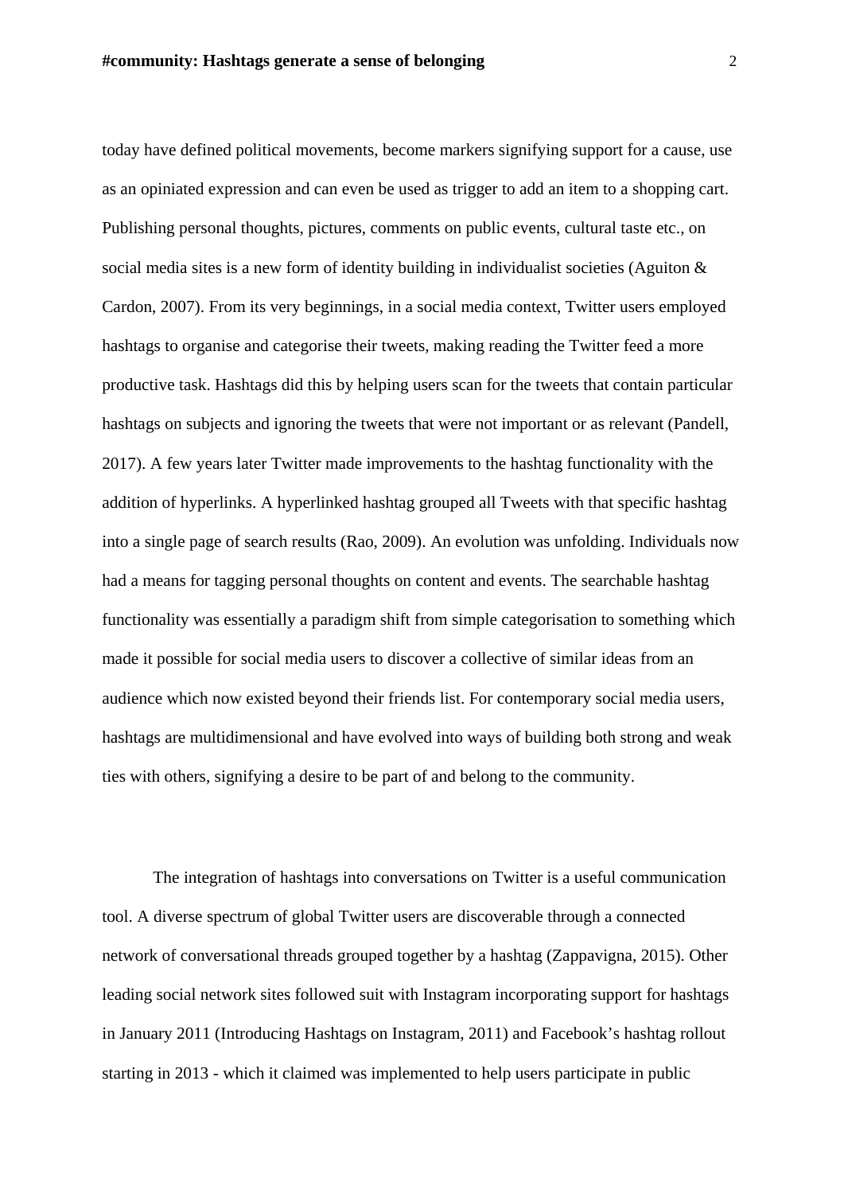today have defined political movements, become markers signifying support for a cause, use as an opiniated expression and can even be used as trigger to add an item to a shopping cart. Publishing personal thoughts, pictures, comments on public events, cultural taste etc., on social media sites is a new form of identity building in individualist societies (Aguiton & Cardon, 2007). From its very beginnings, in a social media context, Twitter users employed hashtags to organise and categorise their tweets, making reading the Twitter feed a more productive task. Hashtags did this by helping users scan for the tweets that contain particular hashtags on subjects and ignoring the tweets that were not important or as relevant (Pandell, 2017). A few years later Twitter made improvements to the hashtag functionality with the addition of hyperlinks. A hyperlinked hashtag grouped all Tweets with that specific hashtag into a single page of search results (Rao, 2009). An evolution was unfolding. Individuals now had a means for tagging personal thoughts on content and events. The searchable hashtag functionality was essentially a paradigm shift from simple categorisation to something which made it possible for social media users to discover a collective of similar ideas from an audience which now existed beyond their friends list. For contemporary social media users, hashtags are multidimensional and have evolved into ways of building both strong and weak ties with others, signifying a desire to be part of and belong to the community.

The integration of hashtags into conversations on Twitter is a useful communication tool. A diverse spectrum of global Twitter users are discoverable through a connected network of conversational threads grouped together by a hashtag (Zappavigna, 2015). Other leading social network sites followed suit with Instagram incorporating support for hashtags in January 2011 (Introducing Hashtags on Instagram, 2011) and Facebook's hashtag rollout starting in 2013 - which it claimed was implemented to help users participate in public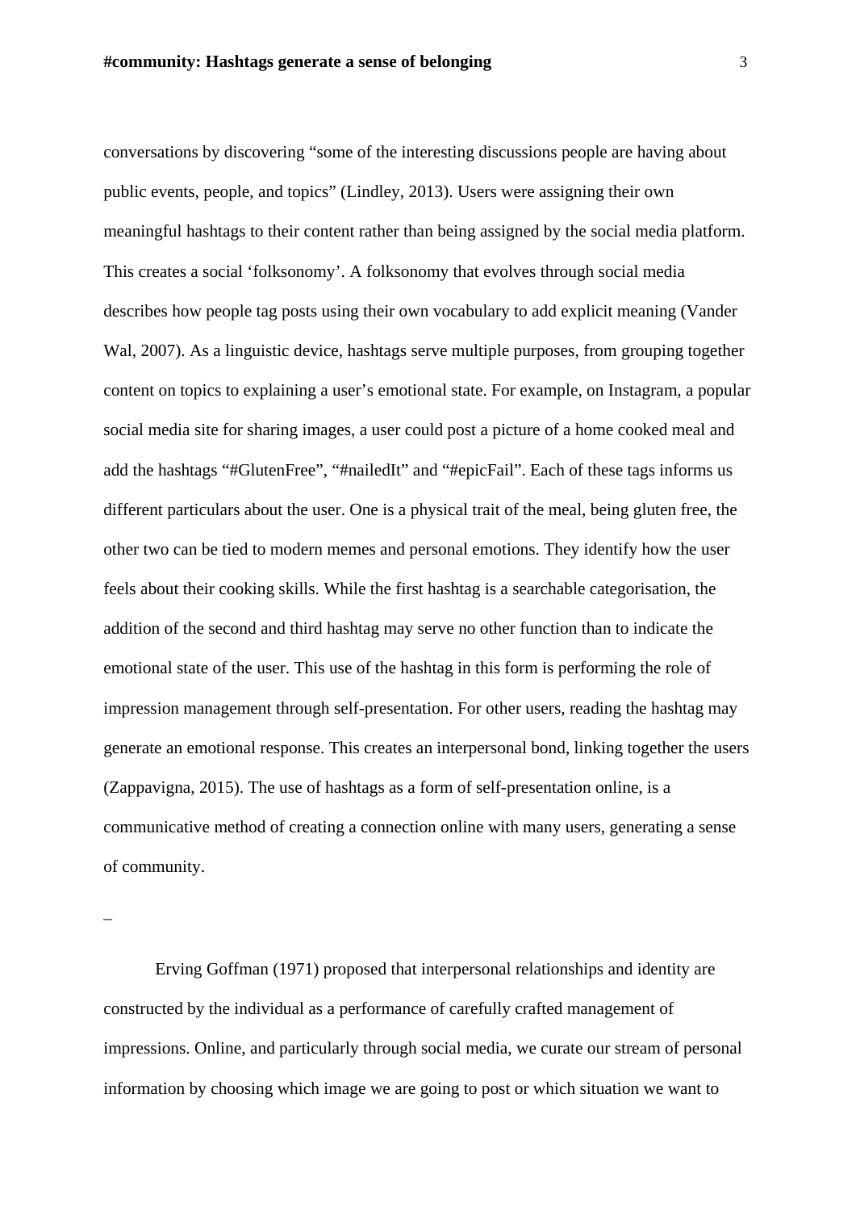conversations by discovering "some of the interesting discussions people are having about public events, people, and topics" (Lindley, 2013). Users were assigning their own meaningful hashtags to their content rather than being assigned by the social media platform. This creates a social 'folksonomy'. A folksonomy that evolves through social media describes how people tag posts using their own vocabulary to add explicit meaning (Vander Wal, 2007). As a linguistic device, hashtags serve multiple purposes, from grouping together content on topics to explaining a user's emotional state. For example, on Instagram, a popular social media site for sharing images, a user could post a picture of a home cooked meal and add the hashtags "#GlutenFree", "#nailedIt" and "#epicFail". Each of these tags informs us different particulars about the user. One is a physical trait of the meal, being gluten free, the other two can be tied to modern memes and personal emotions. They identify how the user feels about their cooking skills. While the first hashtag is a searchable categorisation, the addition of the second and third hashtag may serve no other function than to indicate the emotional state of the user. This use of the hashtag in this form is performing the role of impression management through self-presentation. For other users, reading the hashtag may generate an emotional response. This creates an interpersonal bond, linking together the users (Zappavigna, 2015). The use of hashtags as a form of self-presentation online, is a communicative method of creating a connection online with many users, generating a sense of community.

_

Erving Goffman (1971) proposed that interpersonal relationships and identity are constructed by the individual as a performance of carefully crafted management of impressions. Online, and particularly through social media, we curate our stream of personal information by choosing which image we are going to post or which situation we want to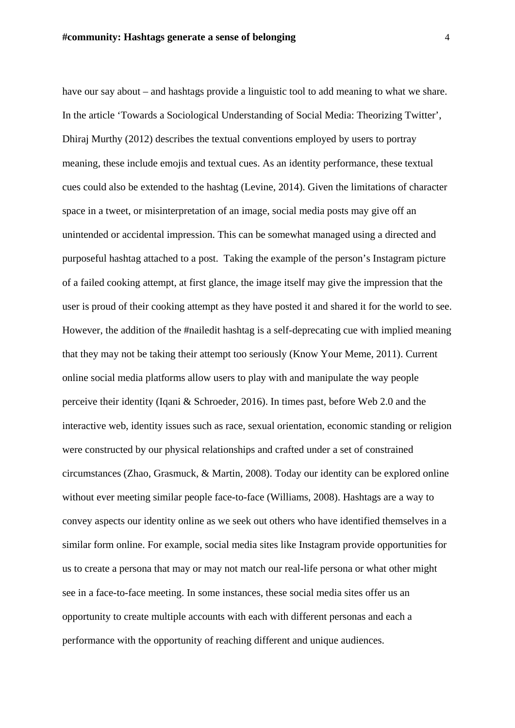have our say about – and hashtags provide a linguistic tool to add meaning to what we share. In the article 'Towards a Sociological Understanding of Social Media: Theorizing Twitter', Dhiraj Murthy (2012) describes the textual conventions employed by users to portray meaning, these include emojis and textual cues. As an identity performance, these textual cues could also be extended to the hashtag (Levine, 2014). Given the limitations of character space in a tweet, or misinterpretation of an image, social media posts may give off an unintended or accidental impression. This can be somewhat managed using a directed and purposeful hashtag attached to a post. Taking the example of the person's Instagram picture of a failed cooking attempt, at first glance, the image itself may give the impression that the user is proud of their cooking attempt as they have posted it and shared it for the world to see. However, the addition of the #nailedit hashtag is a self-deprecating cue with implied meaning that they may not be taking their attempt too seriously (Know Your Meme, 2011). Current online social media platforms allow users to play with and manipulate the way people perceive their identity (Iqani & Schroeder, 2016). In times past, before Web 2.0 and the interactive web, identity issues such as race, sexual orientation, economic standing or religion were constructed by our physical relationships and crafted under a set of constrained circumstances (Zhao, Grasmuck, & Martin, 2008). Today our identity can be explored online without ever meeting similar people face-to-face (Williams, 2008). Hashtags are a way to convey aspects our identity online as we seek out others who have identified themselves in a similar form online. For example, social media sites like Instagram provide opportunities for us to create a persona that may or may not match our real-life persona or what other might see in a face-to-face meeting. In some instances, these social media sites offer us an opportunity to create multiple accounts with each with different personas and each a performance with the opportunity of reaching different and unique audiences.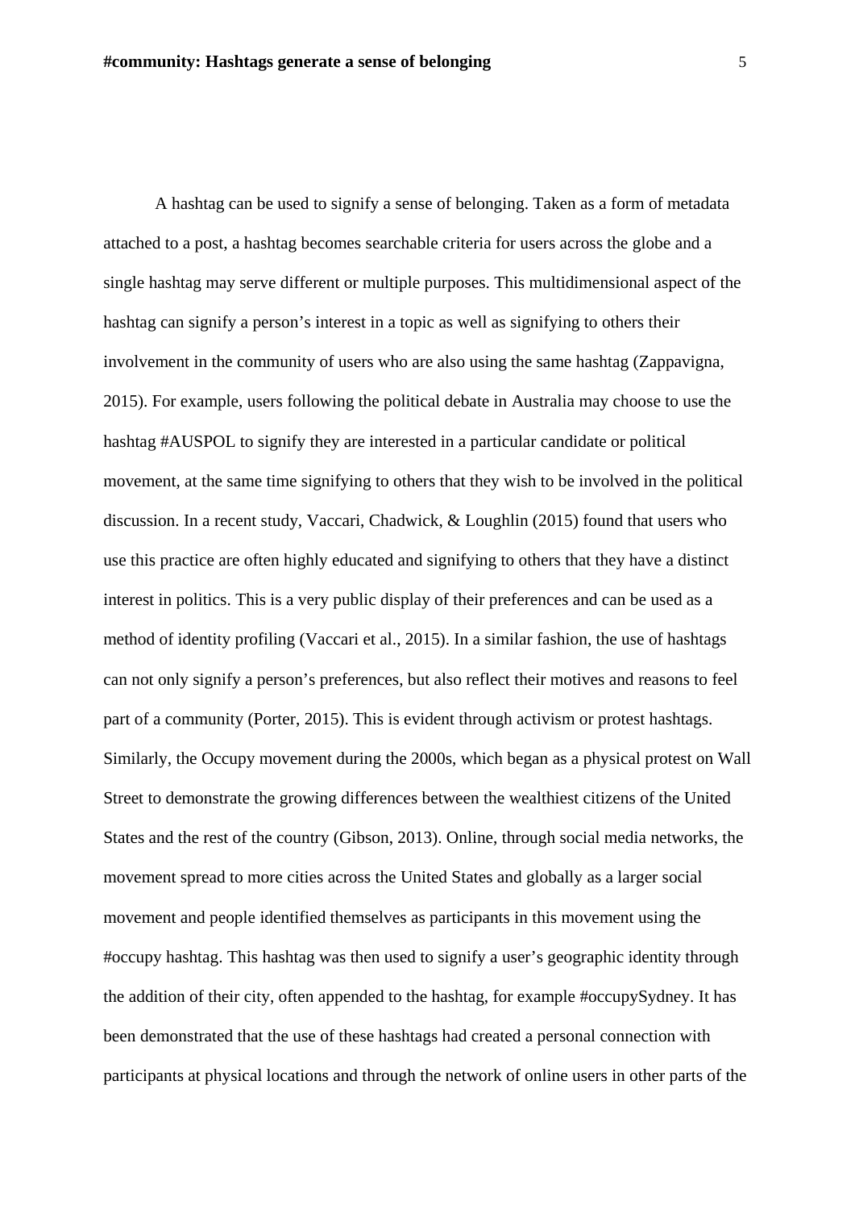A hashtag can be used to signify a sense of belonging. Taken as a form of metadata attached to a post, a hashtag becomes searchable criteria for users across the globe and a single hashtag may serve different or multiple purposes. This multidimensional aspect of the hashtag can signify a person's interest in a topic as well as signifying to others their involvement in the community of users who are also using the same hashtag (Zappavigna, 2015). For example, users following the political debate in Australia may choose to use the hashtag #AUSPOL to signify they are interested in a particular candidate or political movement, at the same time signifying to others that they wish to be involved in the political discussion. In a recent study, Vaccari, Chadwick, & Loughlin (2015) found that users who use this practice are often highly educated and signifying to others that they have a distinct interest in politics. This is a very public display of their preferences and can be used as a method of identity profiling (Vaccari et al., 2015). In a similar fashion, the use of hashtags can not only signify a person's preferences, but also reflect their motives and reasons to feel part of a community (Porter, 2015). This is evident through activism or protest hashtags. Similarly, the Occupy movement during the 2000s, which began as a physical protest on Wall Street to demonstrate the growing differences between the wealthiest citizens of the United States and the rest of the country (Gibson, 2013). Online, through social media networks, the movement spread to more cities across the United States and globally as a larger social movement and people identified themselves as participants in this movement using the #occupy hashtag. This hashtag was then used to signify a user's geographic identity through the addition of their city, often appended to the hashtag, for example #occupySydney. It has been demonstrated that the use of these hashtags had created a personal connection with participants at physical locations and through the network of online users in other parts of the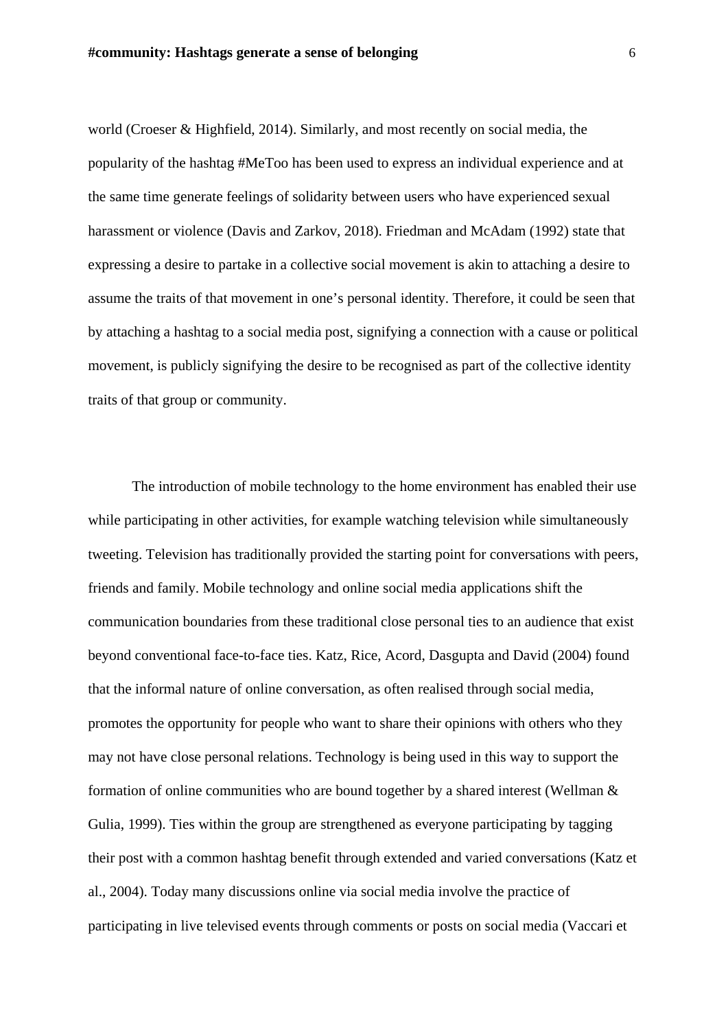world (Croeser & Highfield, 2014). Similarly, and most recently on social media, the popularity of the hashtag #MeToo has been used to express an individual experience and at the same time generate feelings of solidarity between users who have experienced sexual harassment or violence (Davis and Zarkov, 2018). Friedman and McAdam (1992) state that expressing a desire to partake in a collective social movement is akin to attaching a desire to assume the traits of that movement in one's personal identity. Therefore, it could be seen that by attaching a hashtag to a social media post, signifying a connection with a cause or political movement, is publicly signifying the desire to be recognised as part of the collective identity traits of that group or community.

The introduction of mobile technology to the home environment has enabled their use while participating in other activities, for example watching television while simultaneously tweeting. Television has traditionally provided the starting point for conversations with peers, friends and family. Mobile technology and online social media applications shift the communication boundaries from these traditional close personal ties to an audience that exist beyond conventional face-to-face ties. Katz, Rice, Acord, Dasgupta and David (2004) found that the informal nature of online conversation, as often realised through social media, promotes the opportunity for people who want to share their opinions with others who they may not have close personal relations. Technology is being used in this way to support the formation of online communities who are bound together by a shared interest (Wellman & Gulia, 1999). Ties within the group are strengthened as everyone participating by tagging their post with a common hashtag benefit through extended and varied conversations (Katz et al., 2004). Today many discussions online via social media involve the practice of participating in live televised events through comments or posts on social media (Vaccari et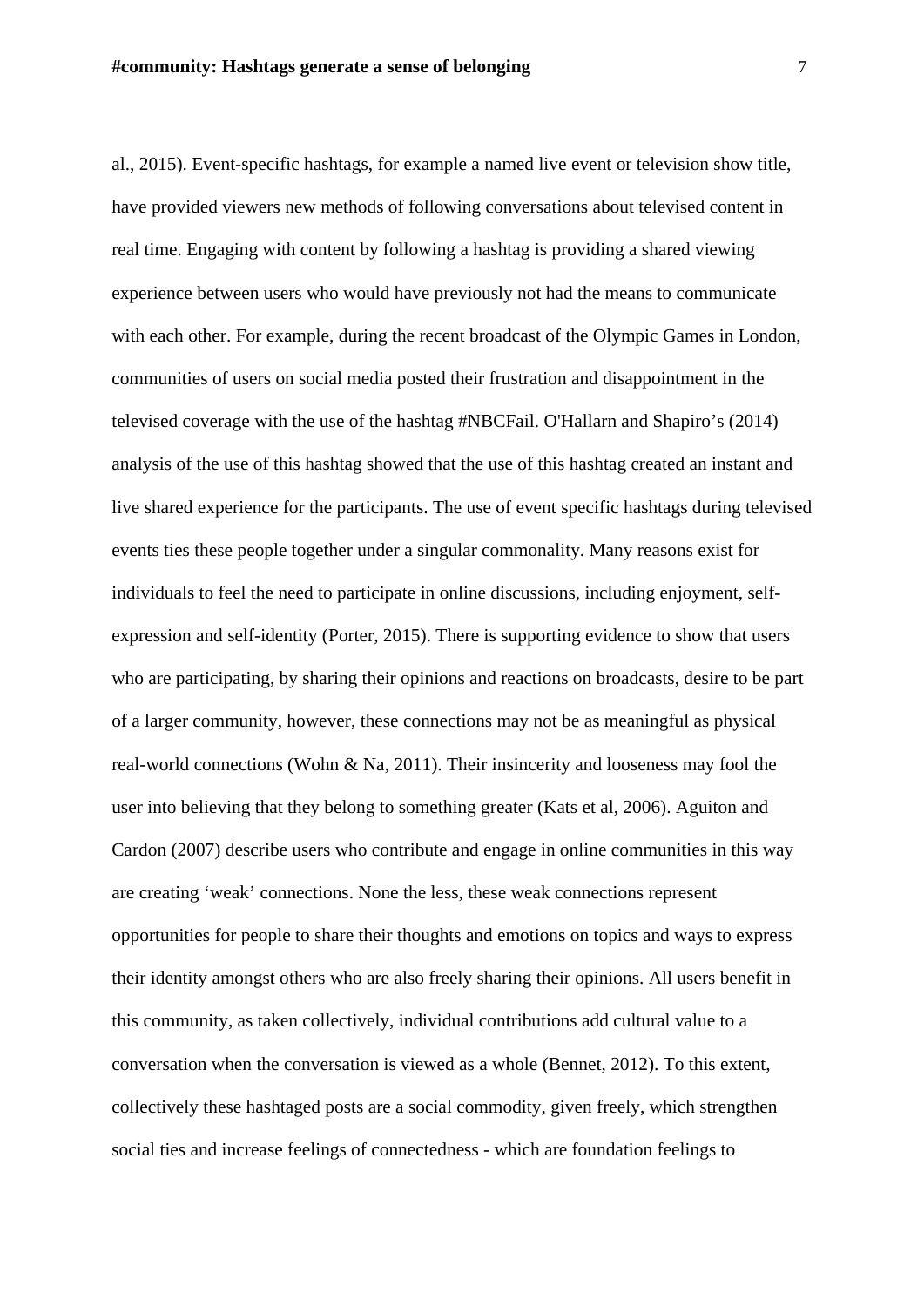al., 2015). Event-specific hashtags, for example a named live event or television show title, have provided viewers new methods of following conversations about televised content in real time. Engaging with content by following a hashtag is providing a shared viewing experience between users who would have previously not had the means to communicate with each other. For example, during the recent broadcast of the Olympic Games in London, communities of users on social media posted their frustration and disappointment in the televised coverage with the use of the hashtag #NBCFail. O'Hallarn and Shapiro's (2014) analysis of the use of this hashtag showed that the use of this hashtag created an instant and live shared experience for the participants. The use of event specific hashtags during televised events ties these people together under a singular commonality. Many reasons exist for individuals to feel the need to participate in online discussions, including enjoyment, self-expression and self-identity (Porter, 2015). There is supporting evidence to show that users who are participating, by sharing their opinions and reactions on broadcasts, desire to be part of a larger community, however, these connections may not be as meaningful as physical real-world connections (Wohn & Na, 2011). Their insincerity and looseness may fool the user into believing that they belong to something greater (Kats et al, 2006). Aguiton and Cardon (2007) describe users who contribute and engage in online communities in this way are creating 'weak' connections. None the less, these weak connections represent opportunities for people to share their thoughts and emotions on topics and ways to express their identity amongst others who are also freely sharing their opinions. All users benefit in this community, as taken collectively, individual contributions add cultural value to a conversation when the conversation is viewed as a whole (Bennet, 2012). To this extent, collectively these hashtaged posts are a social commodity, given freely, which strengthen social ties and increase feelings of connectedness - which are foundation feelings to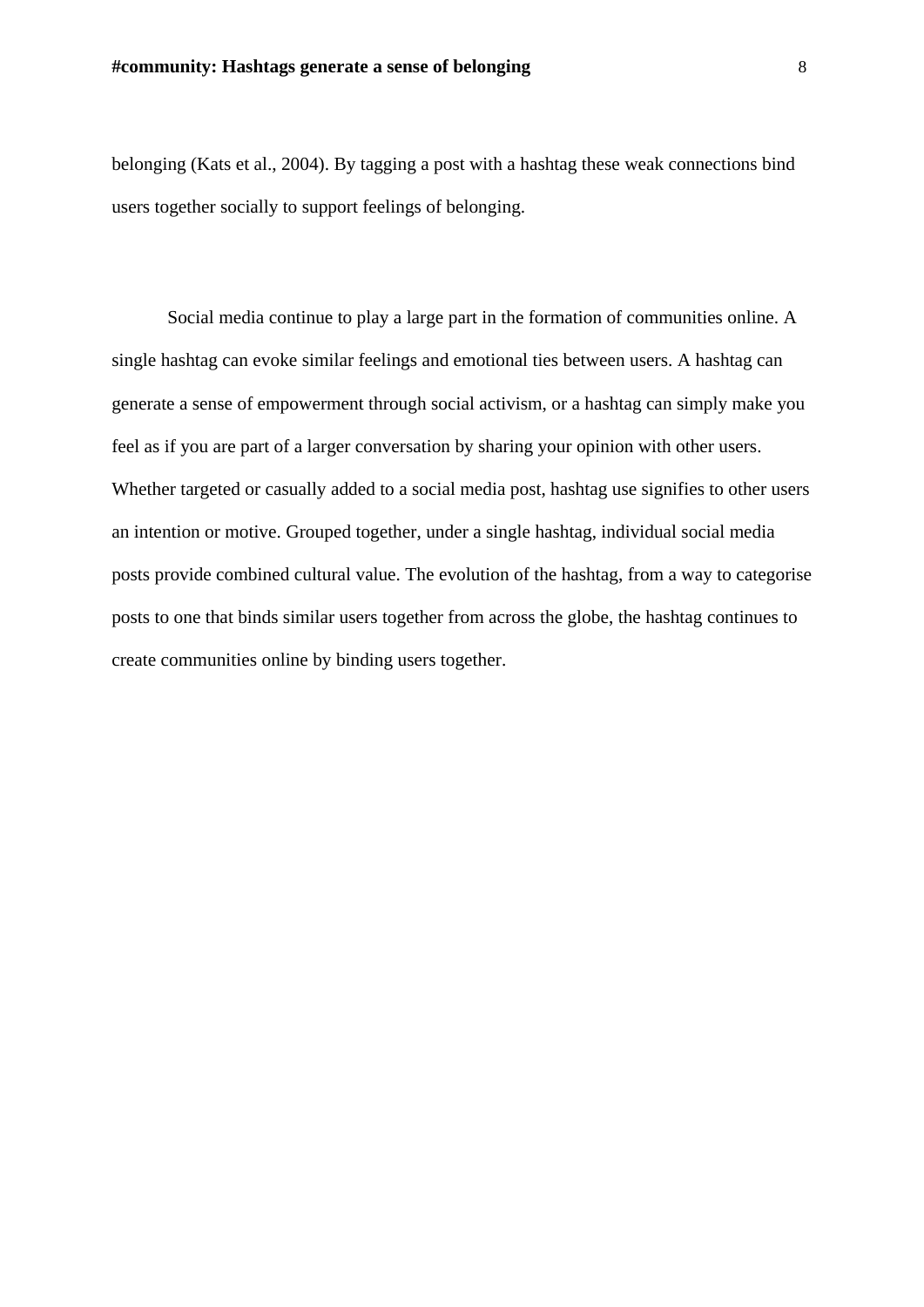belonging (Kats et al., 2004). By tagging a post with a hashtag these weak connections bind users together socially to support feelings of belonging.

Social media continue to play a large part in the formation of communities online. A single hashtag can evoke similar feelings and emotional ties between users. A hashtag can generate a sense of empowerment through social activism, or a hashtag can simply make you feel as if you are part of a larger conversation by sharing your opinion with other users. Whether targeted or casually added to a social media post, hashtag use signifies to other users an intention or motive. Grouped together, under a single hashtag, individual social media posts provide combined cultural value. The evolution of the hashtag, from a way to categorise posts to one that binds similar users together from across the globe, the hashtag continues to create communities online by binding users together.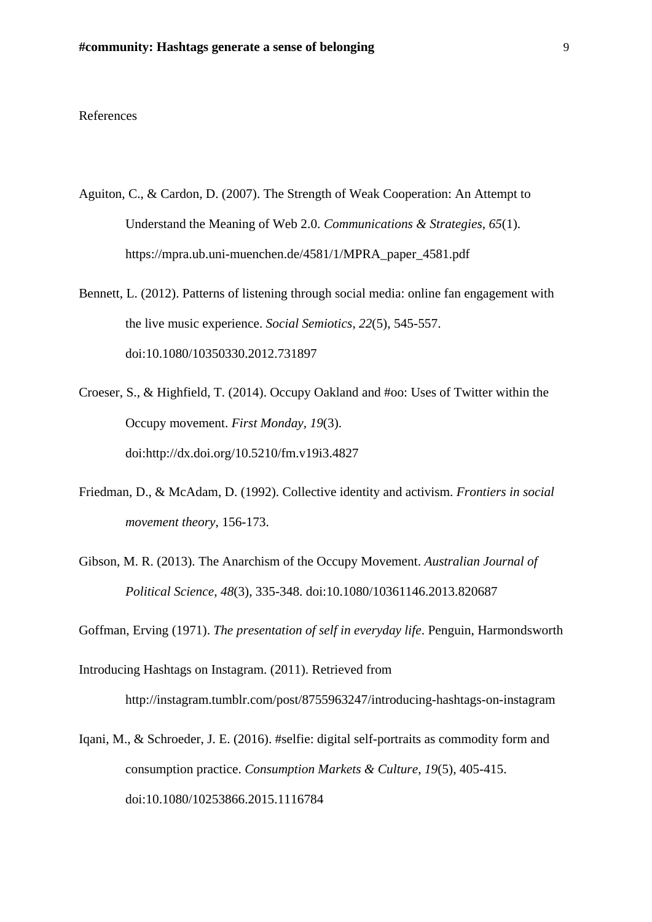# References

Aguiton, C., & Cardon, D. (2007). The Strength of Weak Cooperation: An Attempt to Understand the Meaning of Web 2.0. *Communications & Strategies*, *65*(1). https://mpra.ub.uni-muenchen.de/4581/1/MPRA_paper_4581.pdf

Bennett, L. (2012). Patterns of listening through social media: online fan engagement with the live music experience. *Social Semiotics*, *22*(5), 545-557. doi:10.1080/10350330.2012.731897

Croeser, S., & Highfield, T. (2014). Occupy Oakland and #oo: Uses of Twitter within the Occupy movement. *First Monday*, *19*(3). doi:http://dx.doi.org/10.5210/fm.v19i3.4827

Friedman, D., & McAdam, D. (1992). Collective identity and activism. *Frontiers in social movement theory*, 156-173.

Gibson, M. R. (2013). The Anarchism of the Occupy Movement. *Australian Journal of Political Science, 48*(3), 335-348. doi:10.1080/10361146.2013.820687

Goffman, Erving (1971). *The presentation of self in everyday life*. Penguin, Harmondsworth

Introducing Hashtags on Instagram. (2011). Retrieved from http://instagram.tumblr.com/post/8755963247/introducing-hashtags-on-instagram

Iqani, M., & Schroeder, J. E. (2016). #selfie: digital self-portraits as commodity form and consumption practice. *Consumption Markets & Culture*, *19*(5), 405-415. doi:10.1080/10253866.2015.1116784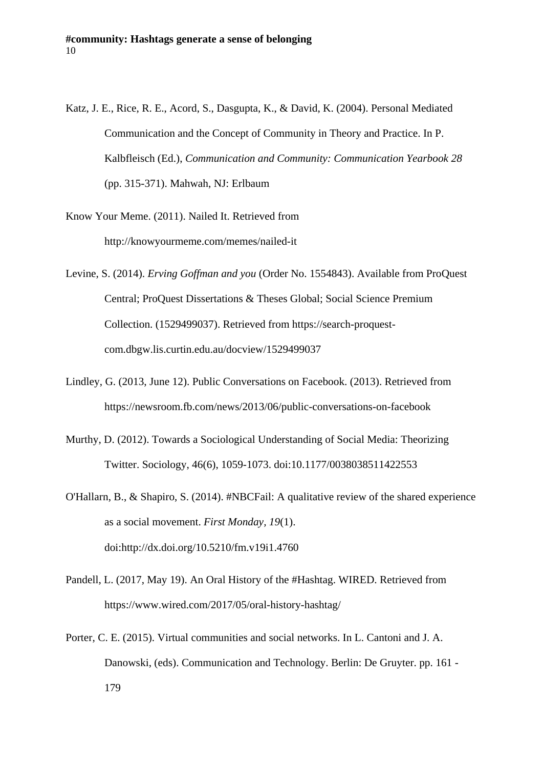Katz, J. E., Rice, R. E., Acord, S., Dasgupta, K., & David, K. (2004). Personal Mediated Communication and the Concept of Community in Theory and Practice. In P. Kalbfleisch (Ed.), *Communication and Community: Communication Yearbook 28* (pp. 315-371). Mahwah, NJ: Erlbaum

Know Your Meme. (2011). Nailed It. Retrieved from http://knowyourmeme.com/memes/nailed-it

Levine, S. (2014). *Erving Goffman and you* (Order No. 1554843). Available from ProQuest Central; ProQuest Dissertations & Theses Global; Social Science Premium Collection. (1529499037). Retrieved from https://search-proquest-com.dbgw.lis.curtin.edu.au/docview/1529499037

Lindley, G. (2013, June 12). Public Conversations on Facebook. (2013). Retrieved from https://newsroom.fb.com/news/2013/06/public-conversations-on-facebook

Murthy, D. (2012). Towards a Sociological Understanding of Social Media: Theorizing Twitter. Sociology, 46(6), 1059-1073. doi:10.1177/0038038511422553

O'Hallarn, B., & Shapiro, S. (2014). #NBCFail: A qualitative review of the shared experience as a social movement. *First Monday, 19*(1). doi:http://dx.doi.org/10.5210/fm.v19i1.4760

Pandell, L. (2017, May 19). An Oral History of the #Hashtag. WIRED. Retrieved from https://www.wired.com/2017/05/oral-history-hashtag/

Porter, C. E. (2015). Virtual communities and social networks. In L. Cantoni and J. A. Danowski, (eds). Communication and Technology. Berlin: De Gruyter. pp. 161 - 179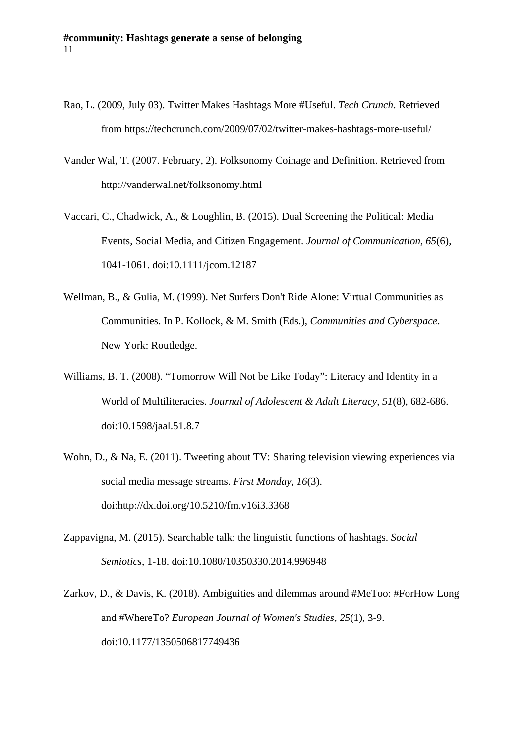Rao, L. (2009, July 03). Twitter Makes Hashtags More #Useful. *Tech Crunch*. Retrieved from https://techcrunch.com/2009/07/02/twitter-makes-hashtags-more-useful/

Vander Wal, T. (2007. February, 2). Folksonomy Coinage and Definition. Retrieved from http://vanderwal.net/folksonomy.html

Vaccari, C., Chadwick, A., & Loughlin, B. (2015). Dual Screening the Political: Media Events, Social Media, and Citizen Engagement. *Journal of Communication, 65*(6), 1041-1061. doi:10.1111/jcom.12187

Wellman, B., & Gulia, M. (1999). Net Surfers Don't Ride Alone: Virtual Communities as Communities. In P. Kollock, & M. Smith (Eds.), *Communities and Cyberspace*. New York: Routledge.

Williams, B. T. (2008). “Tomorrow Will Not be Like Today”: Literacy and Identity in a World of Multiliteracies. *Journal of Adolescent & Adult Literacy, 51*(8), 682-686. doi:10.1598/jaal.51.8.7

Wohn, D., & Na, E. (2011). Tweeting about TV: Sharing television viewing experiences via social media message streams. *First Monday, 16*(3). doi:http://dx.doi.org/10.5210/fm.v16i3.3368

Zappavigna, M. (2015). Searchable talk: the linguistic functions of hashtags. *Social Semiotics*, 1-18. doi:10.1080/10350330.2014.996948

Zarkov, D., & Davis, K. (2018). Ambiguities and dilemmas around #MeToo: #ForHow Long and #WhereTo? *European Journal of Women's Studies, 25*(1), 3-9. doi:10.1177/1350506817749436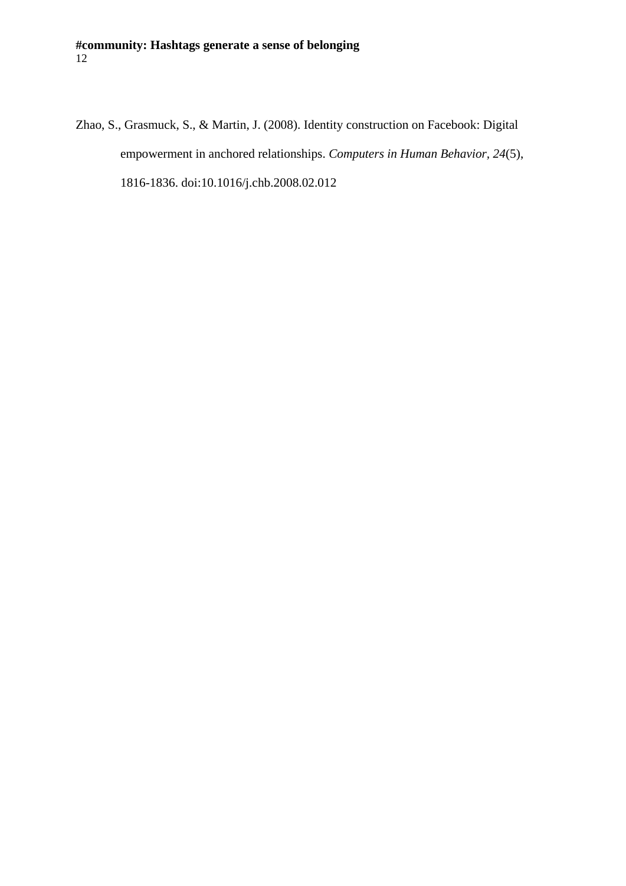Zhao, S., Grasmuck, S., & Martin, J. (2008). Identity construction on Facebook: Digital empowerment in anchored relationships. *Computers in Human Behavior, 24*(5), 1816-1836. doi:10.1016/j.chb.2008.02.012